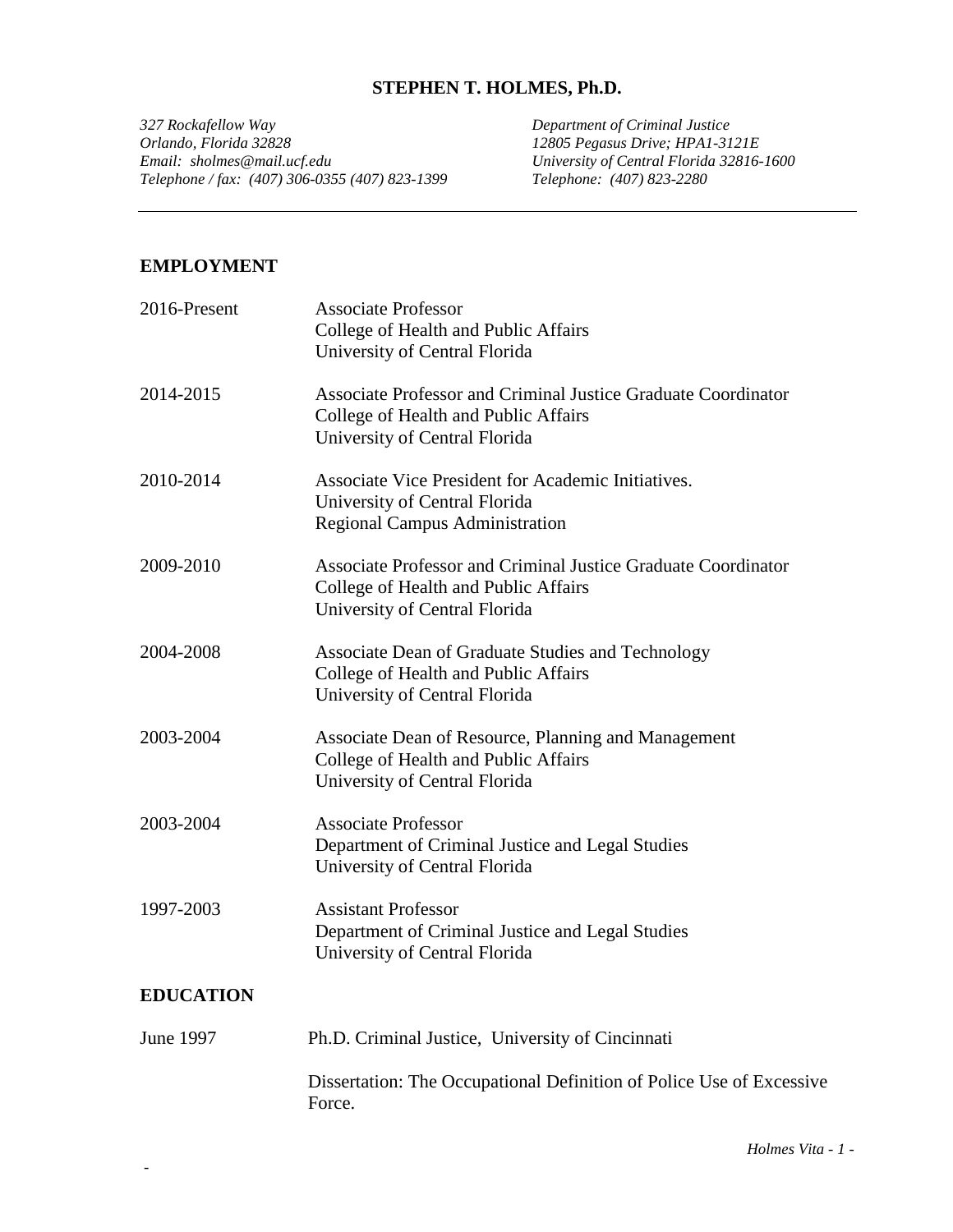# STEPHEN T. HOLMES, Ph.D.

*327 Rockafellow Way*
*Orlando, Florida 32828*
*Email: sholmes@mail.ucf.edu*
*Telephone / fax: (407) 306-0355 (407) 823-1399*

*Department of Criminal Justice*
*12805 Pegasus Drive; HPA1-3121E*
*University of Central Florida 32816-1600*
*Telephone: (407) 823-2280*

---

## EMPLOYMENT

2016-Present
Associate Professor
College of Health and Public Affairs
University of Central Florida

2014-2015
Associate Professor and Criminal Justice Graduate Coordinator
College of Health and Public Affairs
University of Central Florida

2010-2014
Associate Vice President for Academic Initiatives.
University of Central Florida
Regional Campus Administration

2009-2010
Associate Professor and Criminal Justice Graduate Coordinator
College of Health and Public Affairs
University of Central Florida

2004-2008
Associate Dean of Graduate Studies and Technology
College of Health and Public Affairs
University of Central Florida

2003-2004
Associate Dean of Resource, Planning and Management
College of Health and Public Affairs
University of Central Florida

2003-2004
Associate Professor
Department of Criminal Justice and Legal Studies
University of Central Florida

1997-2003
Assistant Professor
Department of Criminal Justice and Legal Studies
University of Central Florida

## EDUCATION

June 1997
Ph.D. Criminal Justice, University of Cincinnati

Dissertation: The Occupational Definition of Police Use of Excessive Force.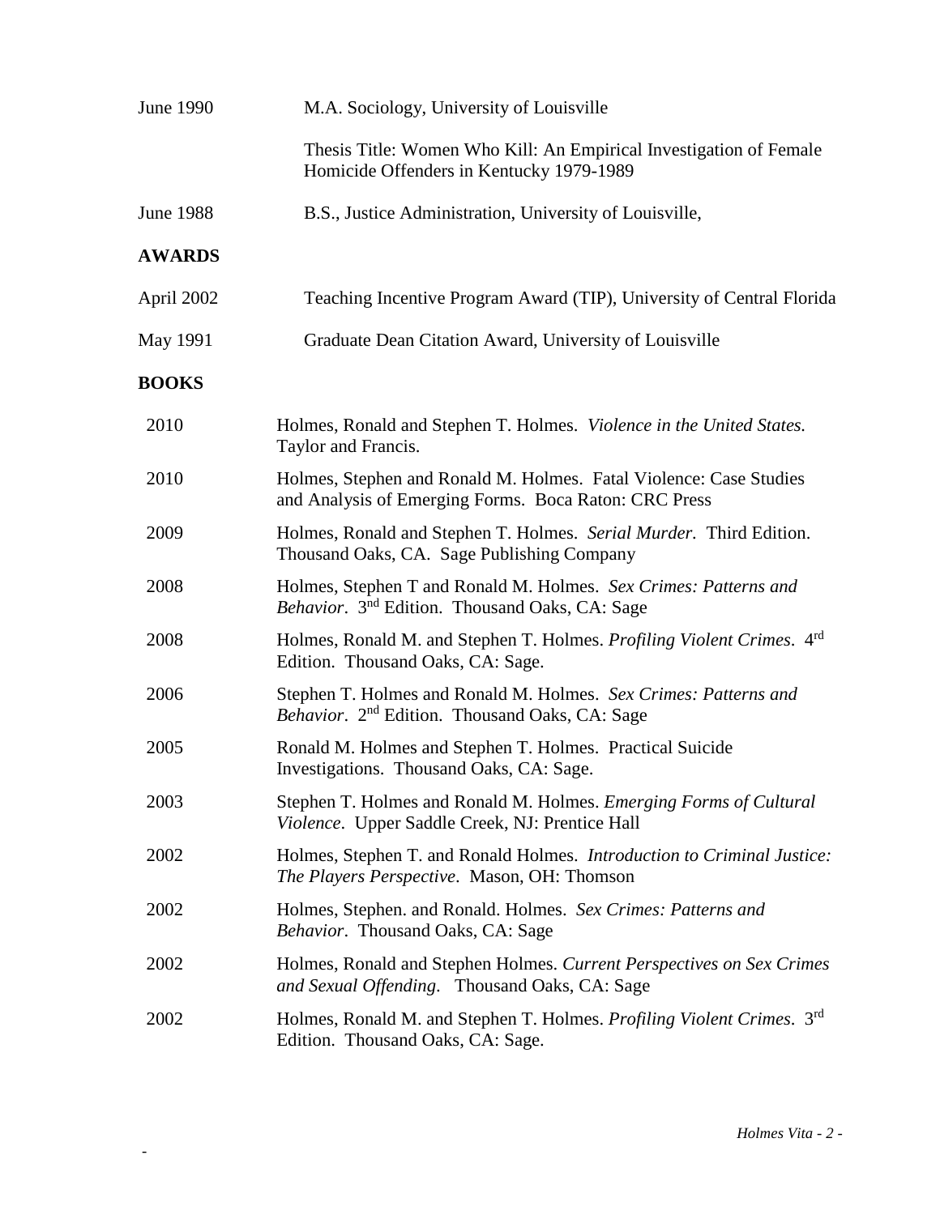June 1990 — M.A. Sociology, University of Louisville

Thesis Title: Women Who Kill: An Empirical Investigation of Female Homicide Offenders in Kentucky 1979-1989

June 1988 — B.S., Justice Administration, University of Louisville,

## AWARDS

April 2002 — Teaching Incentive Program Award (TIP), University of Central Florida

May 1991 — Graduate Dean Citation Award, University of Louisville

## BOOKS

2010 — Holmes, Ronald and Stephen T. Holmes. *Violence in the United States.* Taylor and Francis.

2010 — Holmes, Stephen and Ronald M. Holmes. Fatal Violence: Case Studies and Analysis of Emerging Forms. Boca Raton: CRC Press

2009 — Holmes, Ronald and Stephen T. Holmes. *Serial Murder.* Third Edition. Thousand Oaks, CA. Sage Publishing Company

2008 — Holmes, Stephen T and Ronald M. Holmes. *Sex Crimes: Patterns and Behavior*. 3rd Edition. Thousand Oaks, CA: Sage

2008 — Holmes, Ronald M. and Stephen T. Holmes. *Profiling Violent Crimes*. 4rd Edition. Thousand Oaks, CA: Sage.

2006 — Stephen T. Holmes and Ronald M. Holmes. *Sex Crimes: Patterns and Behavior*. 2nd Edition. Thousand Oaks, CA: Sage

2005 — Ronald M. Holmes and Stephen T. Holmes. Practical Suicide Investigations. Thousand Oaks, CA: Sage.

2003 — Stephen T. Holmes and Ronald M. Holmes. *Emerging Forms of Cultural Violence*. Upper Saddle Creek, NJ: Prentice Hall

2002 — Holmes, Stephen T. and Ronald Holmes. *Introduction to Criminal Justice: The Players Perspective*. Mason, OH: Thomson

2002 — Holmes, Stephen. and Ronald. Holmes. *Sex Crimes: Patterns and Behavior*. Thousand Oaks, CA: Sage

2002 — Holmes, Ronald and Stephen Holmes. *Current Perspectives on Sex Crimes and Sexual Offending*. Thousand Oaks, CA: Sage

2002 — Holmes, Ronald M. and Stephen T. Holmes. *Profiling Violent Crimes*. 3rd Edition. Thousand Oaks, CA: Sage.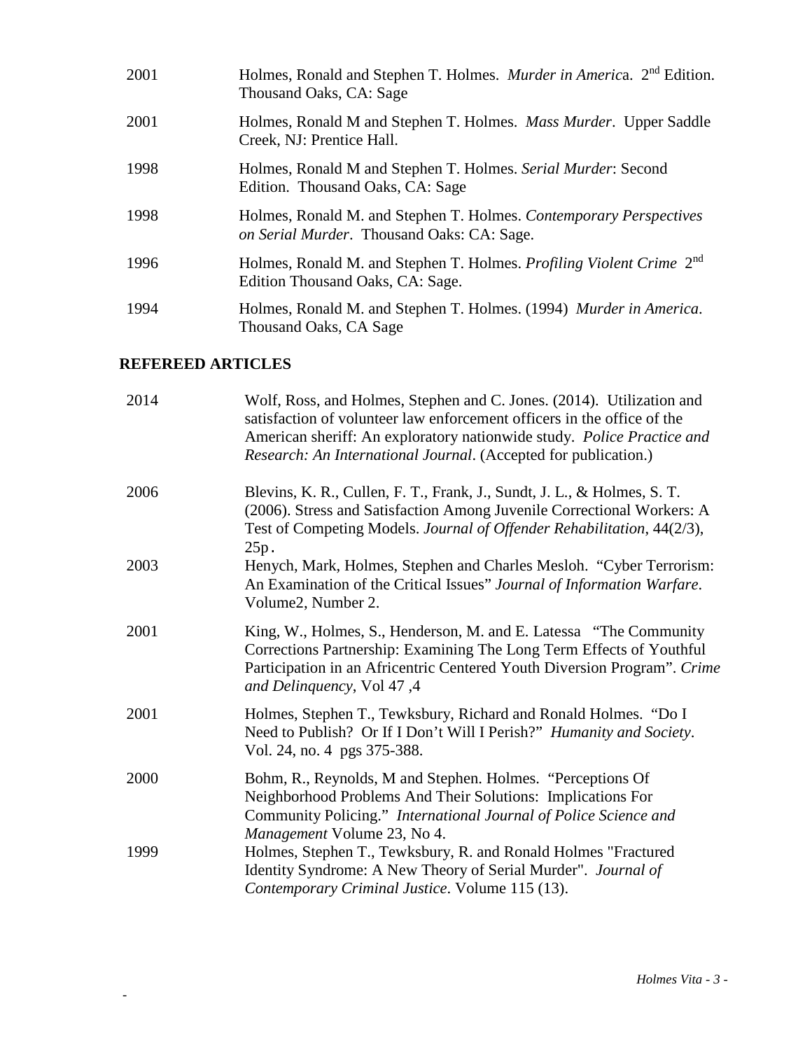| | |
|---|---|
| 2001 | Holmes, Ronald and Stephen T. Holmes. *Murder in America*. 2nd Edition. Thousand Oaks, CA: Sage |
| 2001 | Holmes, Ronald M and Stephen T. Holmes. *Mass Murder*. Upper Saddle Creek, NJ: Prentice Hall. |
| 1998 | Holmes, Ronald M and Stephen T. Holmes. *Serial Murder*: Second Edition. Thousand Oaks, CA: Sage |
| 1998 | Holmes, Ronald M. and Stephen T. Holmes. *Contemporary Perspectives on Serial Murder*. Thousand Oaks: CA: Sage. |
| 1996 | Holmes, Ronald M. and Stephen T. Holmes. *Profiling Violent Crime* 2nd Edition Thousand Oaks, CA: Sage. |
| 1994 | Holmes, Ronald M. and Stephen T. Holmes. (1994) *Murder in America*. Thousand Oaks, CA Sage |

## REFEREED ARTICLES

| | |
|---|---|
| 2014 | Wolf, Ross, and Holmes, Stephen and C. Jones. (2014). Utilization and satisfaction of volunteer law enforcement officers in the office of the American sheriff: An exploratory nationwide study. *Police Practice and Research: An International Journal*. (Accepted for publication.) |
| 2006 | Blevins, K. R., Cullen, F. T., Frank, J., Sundt, J. L., & Holmes, S. T. (2006). Stress and Satisfaction Among Juvenile Correctional Workers: A Test of Competing Models. *Journal of Offender Rehabilitation*, 44(2/3), 25p. |
| 2003 | Henych, Mark, Holmes, Stephen and Charles Mesloh. "Cyber Terrorism: An Examination of the Critical Issues" *Journal of Information Warfare*. Volume2, Number 2. |
| 2001 | King, W., Holmes, S., Henderson, M. and E. Latessa "The Community Corrections Partnership: Examining The Long Term Effects of Youthful Participation in an Africentric Centered Youth Diversion Program". *Crime and Delinquency*, Vol 47 ,4 |
| 2001 | Holmes, Stephen T., Tewksbury, Richard and Ronald Holmes. "Do I Need to Publish? Or If I Don't Will I Perish?" *Humanity and Society*. Vol. 24, no. 4 pgs 375-388. |
| 2000 | Bohm, R., Reynolds, M and Stephen. Holmes. "Perceptions Of Neighborhood Problems And Their Solutions: Implications For Community Policing." *International Journal of Police Science and Management* Volume 23, No 4. |
| 1999 | Holmes, Stephen T., Tewksbury, R. and Ronald Holmes "Fractured Identity Syndrome: A New Theory of Serial Murder". *Journal of Contemporary Criminal Justice*. Volume 115 (13). |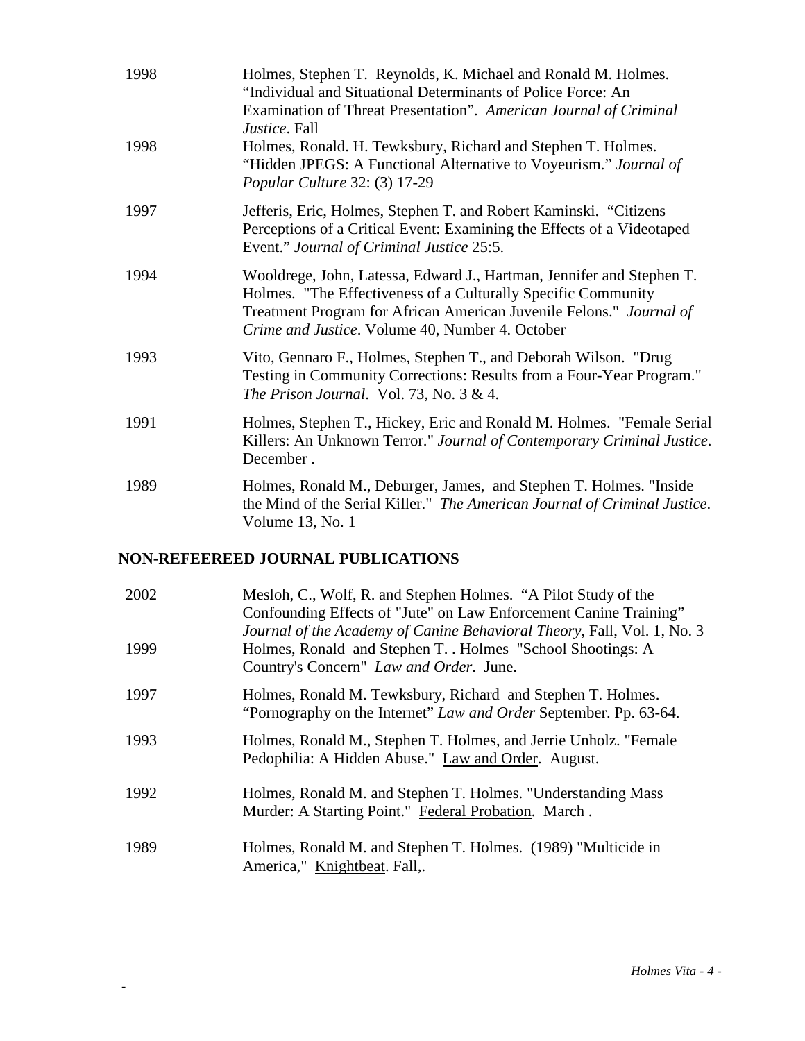1998 Holmes, Stephen T. Reynolds, K. Michael and Ronald M. Holmes. "Individual and Situational Determinants of Police Force: An Examination of Threat Presentation". *American Journal of Criminal Justice*. Fall

1998 Holmes, Ronald. H. Tewksbury, Richard and Stephen T. Holmes. "Hidden JPEGS: A Functional Alternative to Voyeurism." *Journal of Popular Culture* 32: (3) 17-29

1997 Jefferis, Eric, Holmes, Stephen T. and Robert Kaminski. "Citizens Perceptions of a Critical Event: Examining the Effects of a Videotaped Event." *Journal of Criminal Justice* 25:5.

1994 Wooldrege, John, Latessa, Edward J., Hartman, Jennifer and Stephen T. Holmes. "The Effectiveness of a Culturally Specific Community Treatment Program for African American Juvenile Felons." *Journal of Crime and Justice*. Volume 40, Number 4. October

1993 Vito, Gennaro F., Holmes, Stephen T., and Deborah Wilson. "Drug Testing in Community Corrections: Results from a Four-Year Program." *The Prison Journal*. Vol. 73, No. 3 & 4.

1991 Holmes, Stephen T., Hickey, Eric and Ronald M. Holmes. "Female Serial Killers: An Unknown Terror." *Journal of Contemporary Criminal Justice*. December .

1989 Holmes, Ronald M., Deburger, James, and Stephen T. Holmes. "Inside the Mind of the Serial Killer." *The American Journal of Criminal Justice*. Volume 13, No. 1

## NON-REFEEREED JOURNAL PUBLICATIONS

2002 Mesloh, C., Wolf, R. and Stephen Holmes. "A Pilot Study of the Confounding Effects of "Jute" on Law Enforcement Canine Training" *Journal of the Academy of Canine Behavioral Theory*, Fall, Vol. 1, No. 3

1999 Holmes, Ronald and Stephen T. . Holmes "School Shootings: A Country's Concern" *Law and Order*. June.

1997 Holmes, Ronald M. Tewksbury, Richard and Stephen T. Holmes. "Pornography on the Internet" *Law and Order* September. Pp. 63-64.

1993 Holmes, Ronald M., Stephen T. Holmes, and Jerrie Unholz. "Female Pedophilia: A Hidden Abuse." Law and Order. August.

1992 Holmes, Ronald M. and Stephen T. Holmes. "Understanding Mass Murder: A Starting Point." Federal Probation. March .

1989 Holmes, Ronald M. and Stephen T. Holmes. (1989) "Multicide in America," Knightbeat. Fall,.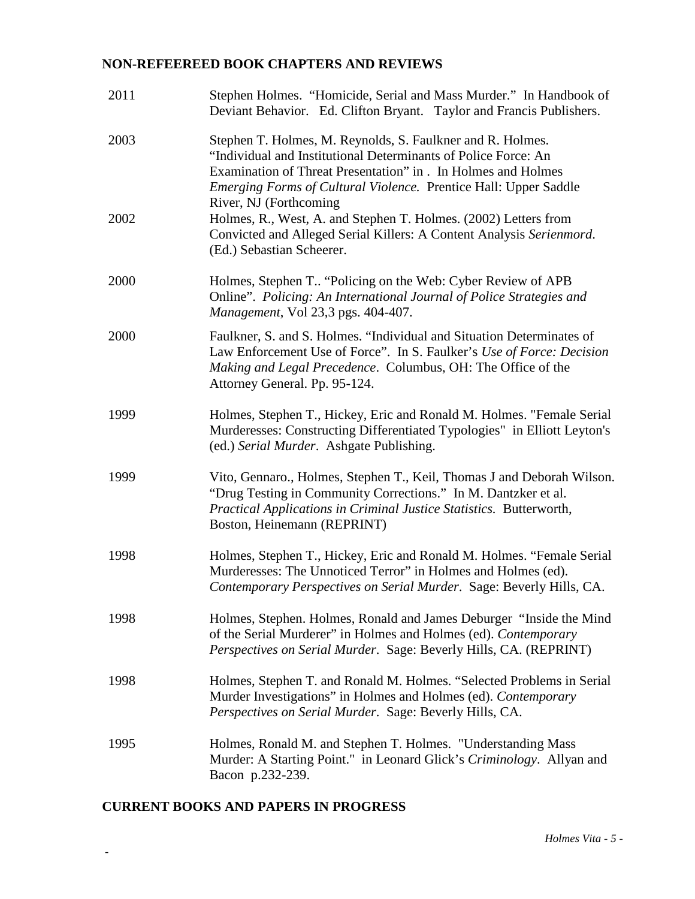## NON-REFEEREED BOOK CHAPTERS AND REVIEWS

2011 Stephen Holmes. "Homicide, Serial and Mass Murder." In Handbook of Deviant Behavior. Ed. Clifton Bryant. Taylor and Francis Publishers.

2003 Stephen T. Holmes, M. Reynolds, S. Faulkner and R. Holmes. "Individual and Institutional Determinants of Police Force: An Examination of Threat Presentation" in . In Holmes and Holmes *Emerging Forms of Cultural Violence.* Prentice Hall: Upper Saddle River, NJ (Forthcoming

2002 Holmes, R., West, A. and Stephen T. Holmes. (2002) Letters from Convicted and Alleged Serial Killers: A Content Analysis *Serienmord*. (Ed.) Sebastian Scheerer.

2000 Holmes, Stephen T.. "Policing on the Web: Cyber Review of APB Online". *Policing: An International Journal of Police Strategies and Management*, Vol 23,3 pgs. 404-407.

2000 Faulkner, S. and S. Holmes. "Individual and Situation Determinates of Law Enforcement Use of Force". In S. Faulker's *Use of Force: Decision Making and Legal Precedence*. Columbus, OH: The Office of the Attorney General. Pp. 95-124.

1999 Holmes, Stephen T., Hickey, Eric and Ronald M. Holmes. "Female Serial Murderesses: Constructing Differentiated Typologies" in Elliott Leyton's (ed.) *Serial Murder*. Ashgate Publishing.

1999 Vito, Gennaro., Holmes, Stephen T., Keil, Thomas J and Deborah Wilson. "Drug Testing in Community Corrections." In M. Dantzker et al. *Practical Applications in Criminal Justice Statistics.* Butterworth, Boston, Heinemann (REPRINT)

1998 Holmes, Stephen T., Hickey, Eric and Ronald M. Holmes. "Female Serial Murderesses: The Unnoticed Terror" in Holmes and Holmes (ed). *Contemporary Perspectives on Serial Murder.* Sage: Beverly Hills, CA.

1998 Holmes, Stephen. Holmes, Ronald and James Deburger "Inside the Mind of the Serial Murderer" in Holmes and Holmes (ed). *Contemporary Perspectives on Serial Murder*. Sage: Beverly Hills, CA. (REPRINT)

1998 Holmes, Stephen T. and Ronald M. Holmes. "Selected Problems in Serial Murder Investigations" in Holmes and Holmes (ed). *Contemporary Perspectives on Serial Murder*. Sage: Beverly Hills, CA.

1995 Holmes, Ronald M. and Stephen T. Holmes. "Understanding Mass Murder: A Starting Point." in Leonard Glick's *Criminology*. Allyan and Bacon p.232-239.

## CURRENT BOOKS AND PAPERS IN PROGRESS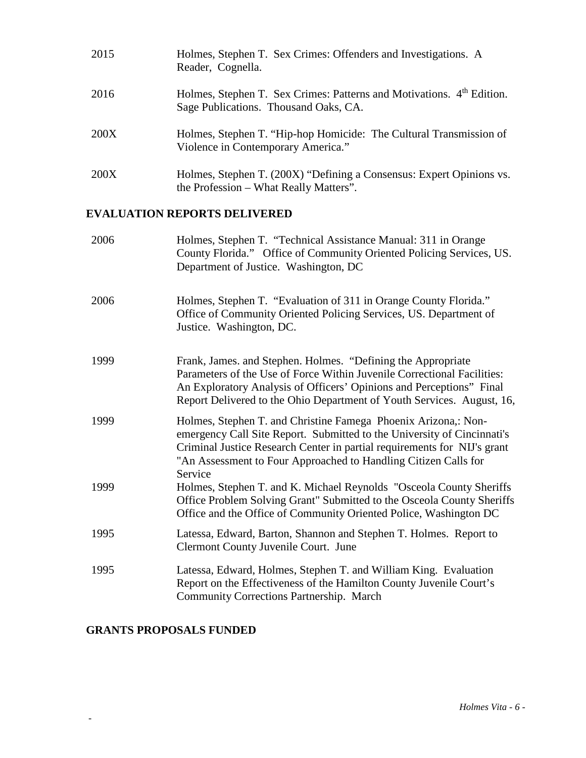| | |
|---|---|
| 2015 | Holmes, Stephen T. Sex Crimes: Offenders and Investigations. A Reader, Cognella. |
| 2016 | Holmes, Stephen T. Sex Crimes: Patterns and Motivations. 4th Edition. Sage Publications. Thousand Oaks, CA. |
| 200X | Holmes, Stephen T. "Hip-hop Homicide: The Cultural Transmission of Violence in Contemporary America." |
| 200X | Holmes, Stephen T. (200X) "Defining a Consensus: Expert Opinions vs. the Profession – What Really Matters". |

## EVALUATION REPORTS DELIVERED

| | |
|---|---|
| 2006 | Holmes, Stephen T. "Technical Assistance Manual: 311 in Orange County Florida." Office of Community Oriented Policing Services, US. Department of Justice. Washington, DC |
| 2006 | Holmes, Stephen T. "Evaluation of 311 in Orange County Florida." Office of Community Oriented Policing Services, US. Department of Justice. Washington, DC. |
| 1999 | Frank, James. and Stephen. Holmes. "Defining the Appropriate Parameters of the Use of Force Within Juvenile Correctional Facilities: An Exploratory Analysis of Officers' Opinions and Perceptions" Final Report Delivered to the Ohio Department of Youth Services. August, 16, |
| 1999 | Holmes, Stephen T. and Christine Famega Phoenix Arizona,: Non-emergency Call Site Report. Submitted to the University of Cincinnati's Criminal Justice Research Center in partial requirements for NIJ's grant "An Assessment to Four Approached to Handling Citizen Calls for Service |
| 1999 | Holmes, Stephen T. and K. Michael Reynolds "Osceola County Sheriffs Office Problem Solving Grant" Submitted to the Osceola County Sheriffs Office and the Office of Community Oriented Police, Washington DC |
| 1995 | Latessa, Edward, Barton, Shannon and Stephen T. Holmes. Report to Clermont County Juvenile Court. June |
| 1995 | Latessa, Edward, Holmes, Stephen T. and William King. Evaluation Report on the Effectiveness of the Hamilton County Juvenile Court's Community Corrections Partnership. March |

## GRANTS PROPOSALS FUNDED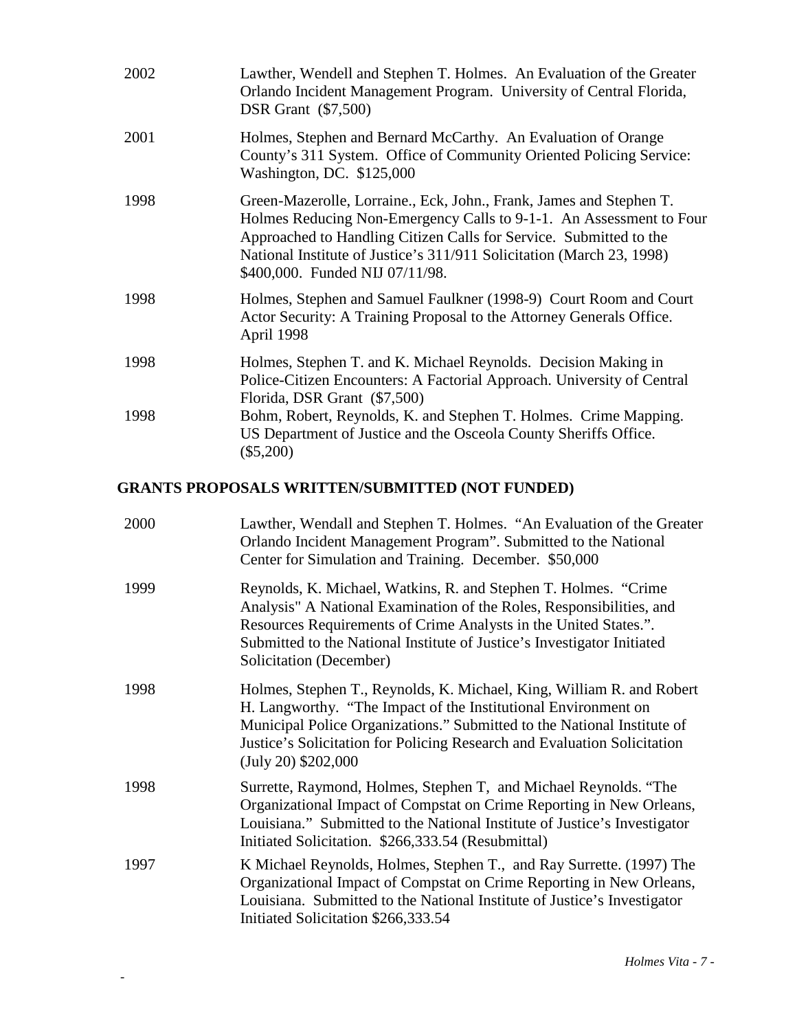2002 Lawther, Wendell and Stephen T. Holmes. An Evaluation of the Greater Orlando Incident Management Program. University of Central Florida, DSR Grant ($7,500)

2001 Holmes, Stephen and Bernard McCarthy. An Evaluation of Orange County's 311 System. Office of Community Oriented Policing Service: Washington, DC. $125,000

1998 Green-Mazerolle, Lorraine., Eck, John., Frank, James and Stephen T. Holmes Reducing Non-Emergency Calls to 9-1-1. An Assessment to Four Approached to Handling Citizen Calls for Service. Submitted to the National Institute of Justice's 311/911 Solicitation (March 23, 1998) $400,000. Funded NIJ 07/11/98.

1998 Holmes, Stephen and Samuel Faulkner (1998-9) Court Room and Court Actor Security: A Training Proposal to the Attorney Generals Office. April 1998

1998 Holmes, Stephen T. and K. Michael Reynolds. Decision Making in Police-Citizen Encounters: A Factorial Approach. University of Central Florida, DSR Grant ($7,500)

1998 Bohm, Robert, Reynolds, K. and Stephen T. Holmes. Crime Mapping. US Department of Justice and the Osceola County Sheriffs Office. ($5,200)

## GRANTS PROPOSALS WRITTEN/SUBMITTED (NOT FUNDED)

2000 Lawther, Wendall and Stephen T. Holmes. "An Evaluation of the Greater Orlando Incident Management Program". Submitted to the National Center for Simulation and Training. December. $50,000

1999 Reynolds, K. Michael, Watkins, R. and Stephen T. Holmes. "Crime Analysis" A National Examination of the Roles, Responsibilities, and Resources Requirements of Crime Analysts in the United States.". Submitted to the National Institute of Justice's Investigator Initiated Solicitation (December)

1998 Holmes, Stephen T., Reynolds, K. Michael, King, William R. and Robert H. Langworthy. "The Impact of the Institutional Environment on Municipal Police Organizations." Submitted to the National Institute of Justice's Solicitation for Policing Research and Evaluation Solicitation (July 20) $202,000

1998 Surrette, Raymond, Holmes, Stephen T, and Michael Reynolds. "The Organizational Impact of Compstat on Crime Reporting in New Orleans, Louisiana." Submitted to the National Institute of Justice's Investigator Initiated Solicitation. $266,333.54 (Resubmittal)

1997 K Michael Reynolds, Holmes, Stephen T., and Ray Surrette. (1997) The Organizational Impact of Compstat on Crime Reporting in New Orleans, Louisiana. Submitted to the National Institute of Justice's Investigator Initiated Solicitation $266,333.54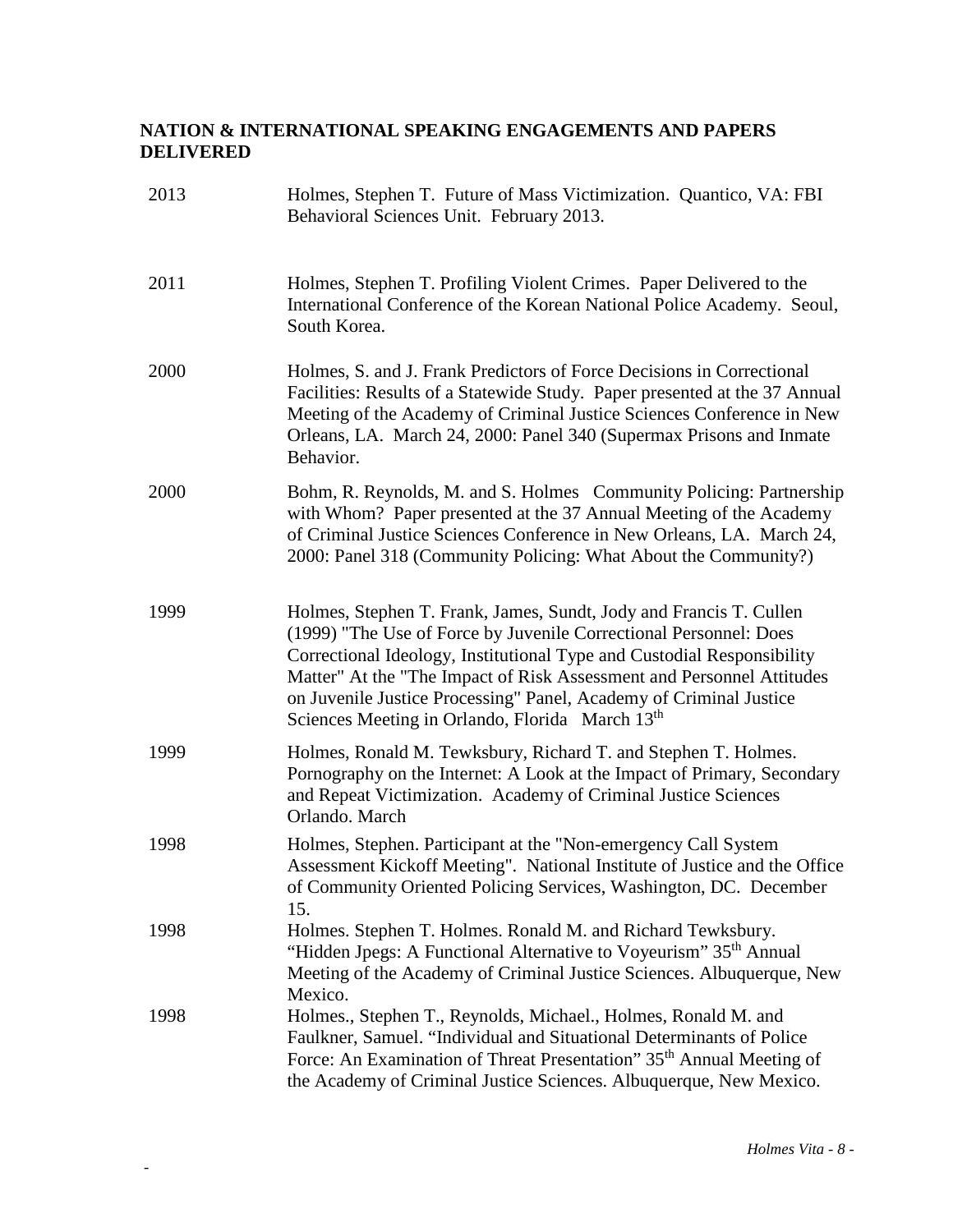## NATION & INTERNATIONAL SPEAKING ENGAGEMENTS AND PAPERS DELIVERED

| | |
|---|---|
| 2013 | Holmes, Stephen T. Future of Mass Victimization. Quantico, VA: FBI Behavioral Sciences Unit. February 2013. |
| 2011 | Holmes, Stephen T. Profiling Violent Crimes. Paper Delivered to the International Conference of the Korean National Police Academy. Seoul, South Korea. |
| 2000 | Holmes, S. and J. Frank Predictors of Force Decisions in Correctional Facilities: Results of a Statewide Study. Paper presented at the 37 Annual Meeting of the Academy of Criminal Justice Sciences Conference in New Orleans, LA. March 24, 2000: Panel 340 (Supermax Prisons and Inmate Behavior. |
| 2000 | Bohm, R. Reynolds, M. and S. Holmes Community Policing: Partnership with Whom? Paper presented at the 37 Annual Meeting of the Academy of Criminal Justice Sciences Conference in New Orleans, LA. March 24, 2000: Panel 318 (Community Policing: What About the Community?) |
| 1999 | Holmes, Stephen T. Frank, James, Sundt, Jody and Francis T. Cullen (1999) "The Use of Force by Juvenile Correctional Personnel: Does Correctional Ideology, Institutional Type and Custodial Responsibility Matter" At the "The Impact of Risk Assessment and Personnel Attitudes on Juvenile Justice Processing" Panel, Academy of Criminal Justice Sciences Meeting in Orlando, Florida March 13th |
| 1999 | Holmes, Ronald M. Tewksbury, Richard T. and Stephen T. Holmes. Pornography on the Internet: A Look at the Impact of Primary, Secondary and Repeat Victimization. Academy of Criminal Justice Sciences Orlando. March |
| 1998 | Holmes, Stephen. Participant at the "Non-emergency Call System Assessment Kickoff Meeting". National Institute of Justice and the Office of Community Oriented Policing Services, Washington, DC. December 15. |
| 1998 | Holmes. Stephen T. Holmes. Ronald M. and Richard Tewksbury. "Hidden Jpegs: A Functional Alternative to Voyeurism" 35th Annual Meeting of the Academy of Criminal Justice Sciences. Albuquerque, New Mexico. |
| 1998 | Holmes., Stephen T., Reynolds, Michael., Holmes, Ronald M. and Faulkner, Samuel. "Individual and Situational Determinants of Police Force: An Examination of Threat Presentation" 35th Annual Meeting of the Academy of Criminal Justice Sciences. Albuquerque, New Mexico. |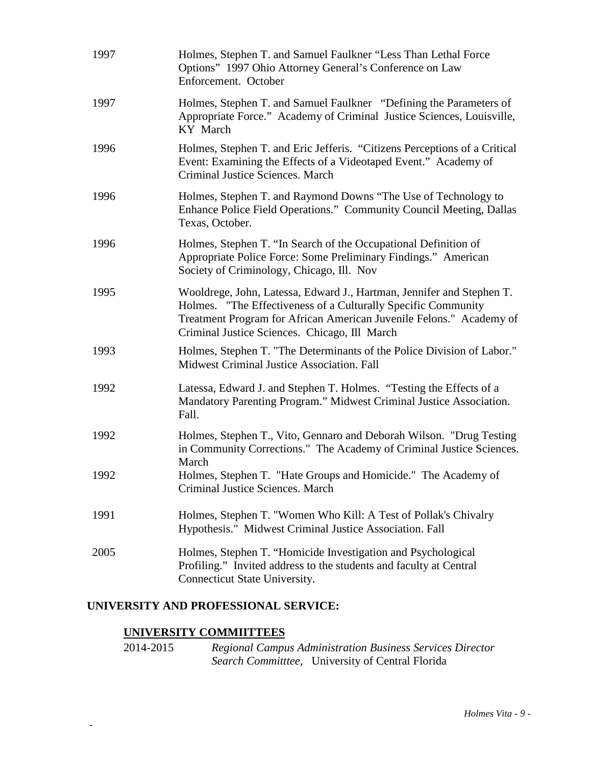1997 Holmes, Stephen T. and Samuel Faulkner "Less Than Lethal Force Options" 1997 Ohio Attorney General's Conference on Law Enforcement. October

1997 Holmes, Stephen T. and Samuel Faulkner "Defining the Parameters of Appropriate Force." Academy of Criminal Justice Sciences, Louisville, KY March

1996 Holmes, Stephen T. and Eric Jefferis. "Citizens Perceptions of a Critical Event: Examining the Effects of a Videotaped Event." Academy of Criminal Justice Sciences. March

1996 Holmes, Stephen T. and Raymond Downs "The Use of Technology to Enhance Police Field Operations." Community Council Meeting, Dallas Texas, October.

1996 Holmes, Stephen T. "In Search of the Occupational Definition of Appropriate Police Force: Some Preliminary Findings." American Society of Criminology, Chicago, Ill. Nov

1995 Wooldrege, John, Latessa, Edward J., Hartman, Jennifer and Stephen T. Holmes. "The Effectiveness of a Culturally Specific Community Treatment Program for African American Juvenile Felons." Academy of Criminal Justice Sciences. Chicago, Ill March

1993 Holmes, Stephen T. "The Determinants of the Police Division of Labor." Midwest Criminal Justice Association. Fall

1992 Latessa, Edward J. and Stephen T. Holmes. "Testing the Effects of a Mandatory Parenting Program." Midwest Criminal Justice Association. Fall.

1992 Holmes, Stephen T., Vito, Gennaro and Deborah Wilson. "Drug Testing in Community Corrections." The Academy of Criminal Justice Sciences. March

1992 Holmes, Stephen T. "Hate Groups and Homicide." The Academy of Criminal Justice Sciences. March

1991 Holmes, Stephen T. "Women Who Kill: A Test of Pollak's Chivalry Hypothesis." Midwest Criminal Justice Association. Fall

2005 Holmes, Stephen T. "Homicide Investigation and Psychological Profiling." Invited address to the students and faculty at Central Connecticut State University.

## UNIVERSITY AND PROFESSIONAL SERVICE:

### UNIVERSITY COMMIITTEES

2014-2015 *Regional Campus Administration Business Services Director Search Committtee*, University of Central Florida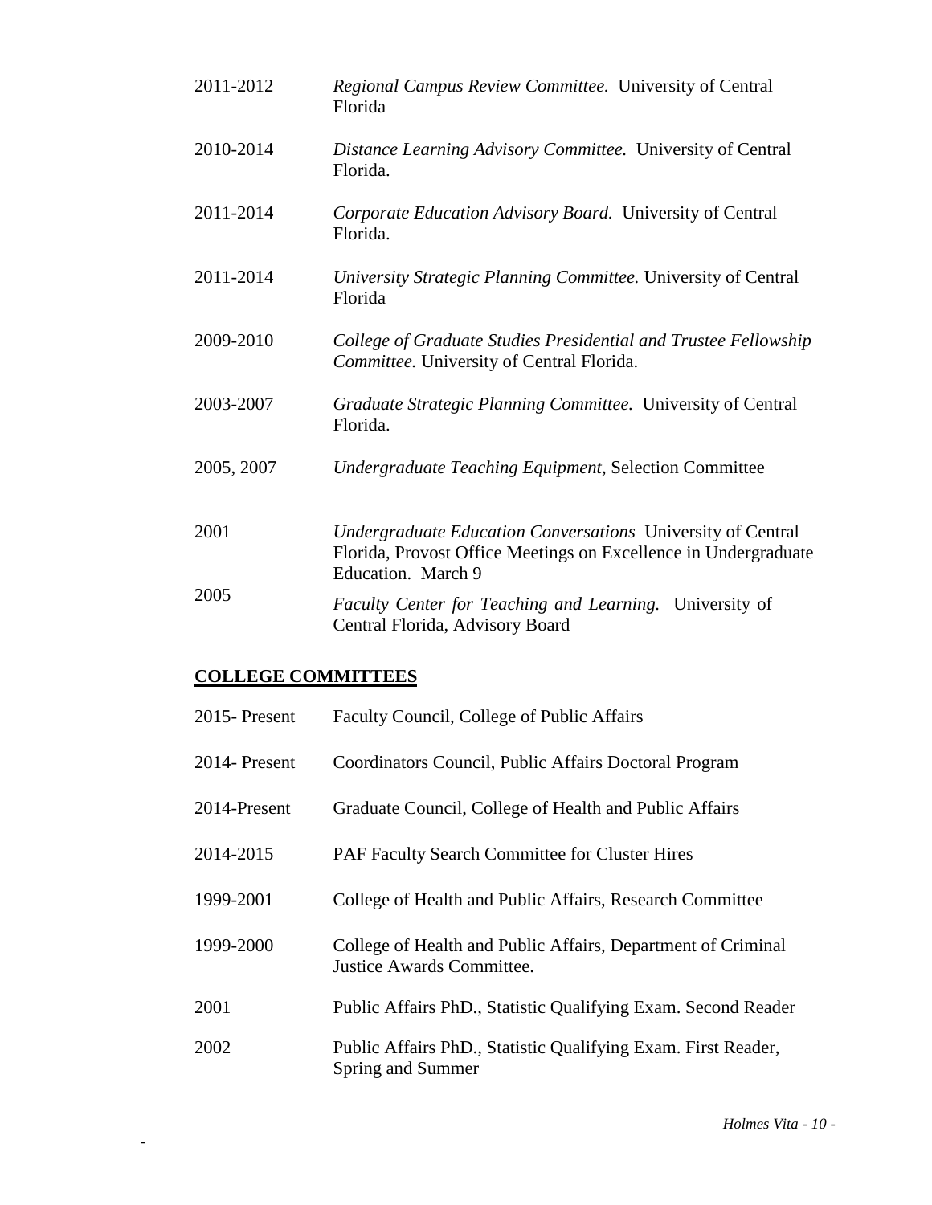2011-2012 *Regional Campus Review Committee.* University of Central Florida

2010-2014 *Distance Learning Advisory Committee.* University of Central Florida.

2011-2014 *Corporate Education Advisory Board.* University of Central Florida.

2011-2014 *University Strategic Planning Committee.* University of Central Florida

2009-2010 *College of Graduate Studies Presidential and Trustee Fellowship Committee.* University of Central Florida.

2003-2007 *Graduate Strategic Planning Committee.* University of Central Florida.

2005, 2007 *Undergraduate Teaching Equipment,* Selection Committee

2001 *Undergraduate Education Conversations* University of Central Florida, Provost Office Meetings on Excellence in Undergraduate Education. March 9

2005 *Faculty Center for Teaching and Learning.* University of Central Florida, Advisory Board

## COLLEGE COMMITTEES

2015- Present Faculty Council, College of Public Affairs

2014- Present Coordinators Council, Public Affairs Doctoral Program

2014-Present Graduate Council, College of Health and Public Affairs

2014-2015 PAF Faculty Search Committee for Cluster Hires

1999-2001 College of Health and Public Affairs, Research Committee

1999-2000 College of Health and Public Affairs, Department of Criminal Justice Awards Committee.

2001 Public Affairs PhD., Statistic Qualifying Exam. Second Reader

2002 Public Affairs PhD., Statistic Qualifying Exam. First Reader, Spring and Summer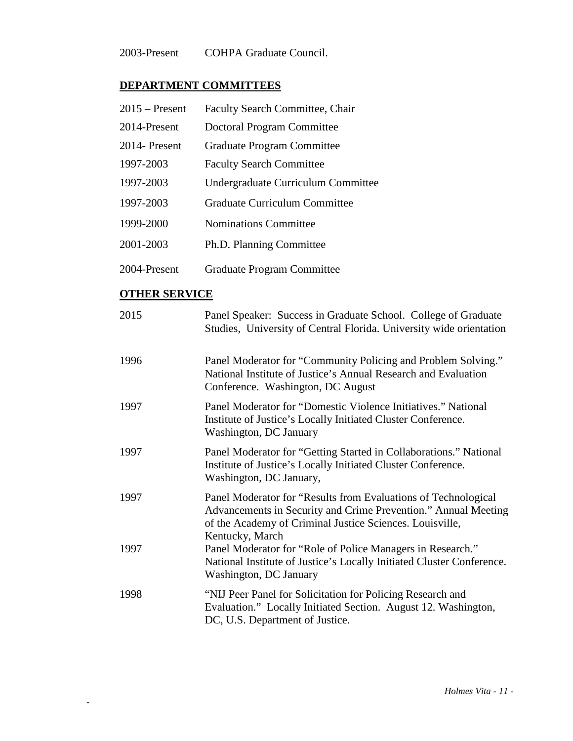2003-Present COHPA Graduate Council.

## DEPARTMENT COMMITTEES

| | |
|---|---|
| 2015 – Present | Faculty Search Committee, Chair |
| 2014-Present | Doctoral Program Committee |
| 2014- Present | Graduate Program Committee |
| 1997-2003 | Faculty Search Committee |
| 1997-2003 | Undergraduate Curriculum Committee |
| 1997-2003 | Graduate Curriculum Committee |
| 1999-2000 | Nominations Committee |
| 2001-2003 | Ph.D. Planning Committee |
| 2004-Present | Graduate Program Committee |

## OTHER SERVICE

| | |
|---|---|
| 2015 | Panel Speaker: Success in Graduate School. College of Graduate Studies, University of Central Florida. University wide orientation |
| 1996 | Panel Moderator for "Community Policing and Problem Solving." National Institute of Justice's Annual Research and Evaluation Conference. Washington, DC August |
| 1997 | Panel Moderator for "Domestic Violence Initiatives." National Institute of Justice's Locally Initiated Cluster Conference. Washington, DC January |
| 1997 | Panel Moderator for "Getting Started in Collaborations." National Institute of Justice's Locally Initiated Cluster Conference. Washington, DC January, |
| 1997 | Panel Moderator for "Results from Evaluations of Technological Advancements in Security and Crime Prevention." Annual Meeting of the Academy of Criminal Justice Sciences. Louisville, Kentucky, March |
| 1997 | Panel Moderator for "Role of Police Managers in Research." National Institute of Justice's Locally Initiated Cluster Conference. Washington, DC January |
| 1998 | "NIJ Peer Panel for Solicitation for Policing Research and Evaluation." Locally Initiated Section. August 12. Washington, DC, U.S. Department of Justice. |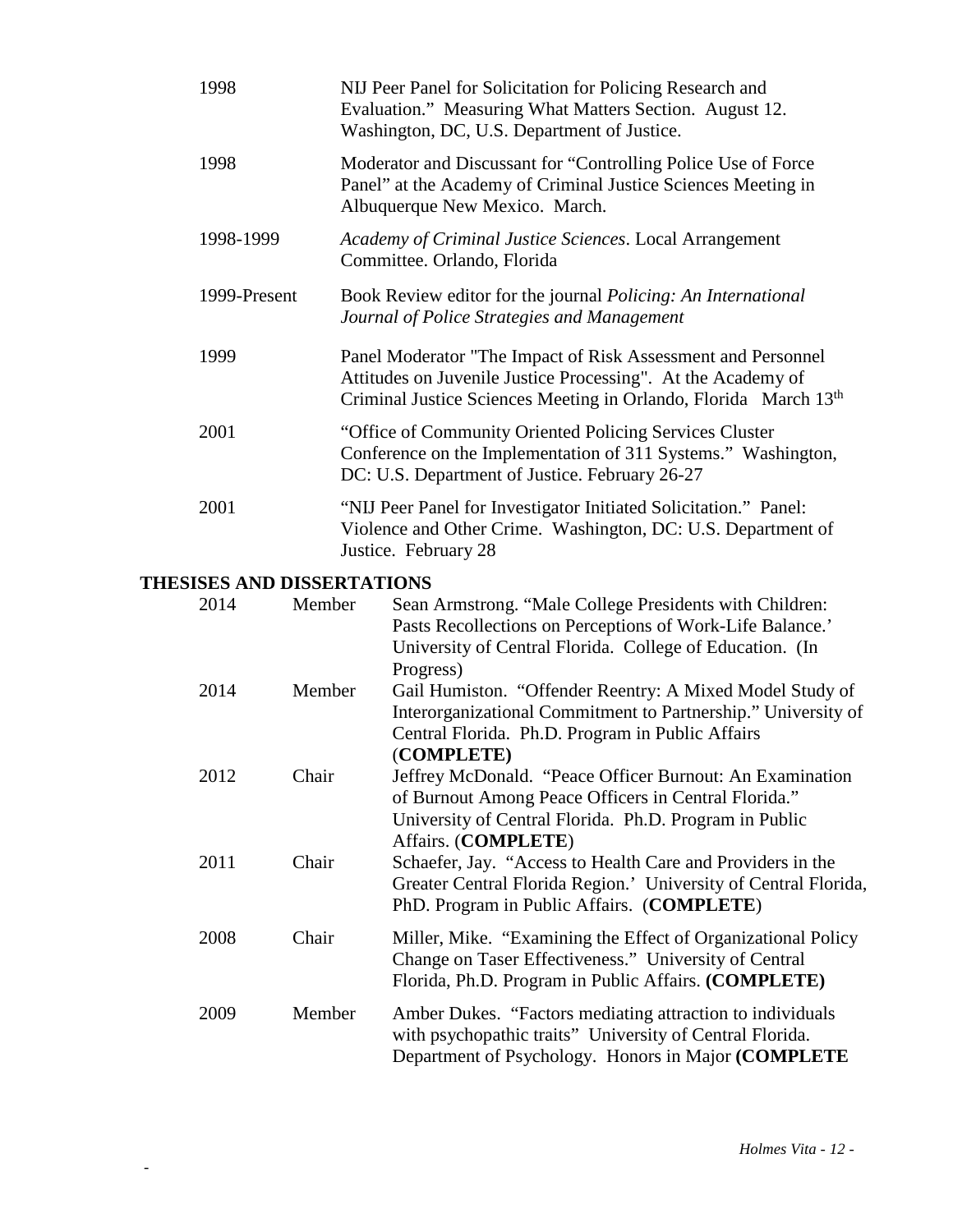| | |
|---|---|
| 1998 | NIJ Peer Panel for Solicitation for Policing Research and Evaluation." Measuring What Matters Section. August 12. Washington, DC, U.S. Department of Justice. |
| 1998 | Moderator and Discussant for "Controlling Police Use of Force Panel" at the Academy of Criminal Justice Sciences Meeting in Albuquerque New Mexico. March. |
| 1998-1999 | *Academy of Criminal Justice Sciences*. Local Arrangement Committee. Orlando, Florida |
| 1999-Present | Book Review editor for the journal *Policing: An International Journal of Police Strategies and Management* |
| 1999 | Panel Moderator "The Impact of Risk Assessment and Personnel Attitudes on Juvenile Justice Processing". At the Academy of Criminal Justice Sciences Meeting in Orlando, Florida March 13th |
| 2001 | "Office of Community Oriented Policing Services Cluster Conference on the Implementation of 311 Systems." Washington, DC: U.S. Department of Justice. February 26-27 |
| 2001 | "NIJ Peer Panel for Investigator Initiated Solicitation." Panel: Violence and Other Crime. Washington, DC: U.S. Department of Justice. February 28 |

## THESISES AND DISSERTATIONS

| | | |
|---|---|---|
| 2014 | Member | Sean Armstrong. "Male College Presidents with Children: Pasts Recollections on Perceptions of Work-Life Balance.' University of Central Florida. College of Education. (In Progress) |
| 2014 | Member | Gail Humiston. "Offender Reentry: A Mixed Model Study of Interorganizational Commitment to Partnership." University of Central Florida. Ph.D. Program in Public Affairs (**COMPLETE)** |
| 2012 | Chair | Jeffrey McDonald. "Peace Officer Burnout: An Examination of Burnout Among Peace Officers in Central Florida." University of Central Florida. Ph.D. Program in Public Affairs. (**COMPLETE**) |
| 2011 | Chair | Schaefer, Jay. "Access to Health Care and Providers in the Greater Central Florida Region.' University of Central Florida, PhD. Program in Public Affairs. (**COMPLETE**) |
| 2008 | Chair | Miller, Mike. "Examining the Effect of Organizational Policy Change on Taser Effectiveness." University of Central Florida, Ph.D. Program in Public Affairs. **(COMPLETE)** |
| 2009 | Member | Amber Dukes. "Factors mediating attraction to individuals with psychopathic traits" University of Central Florida. Department of Psychology. Honors in Major **(COMPLETE** |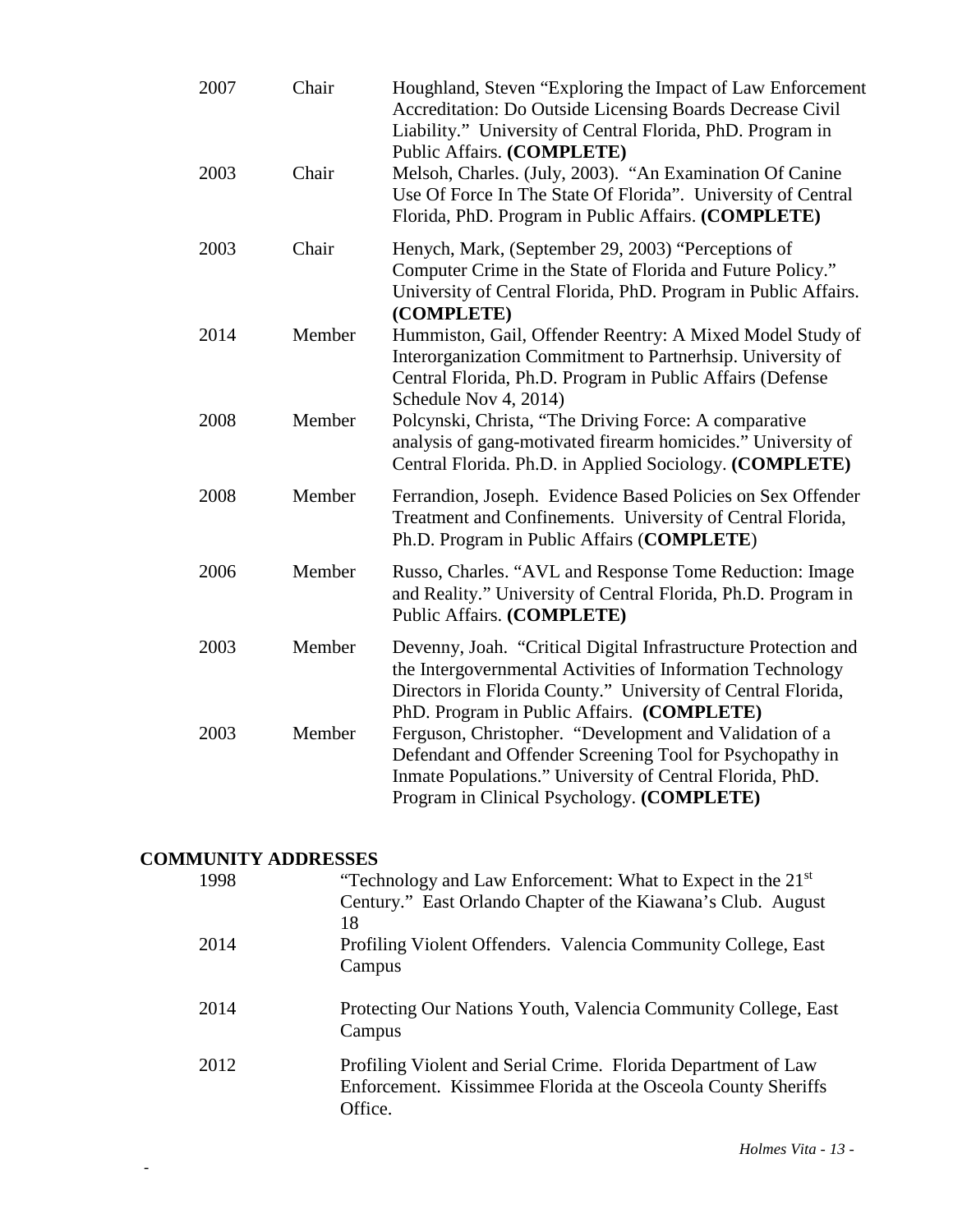| | | |
|---|---|---|
| 2007 | Chair | Houghland, Steven "Exploring the Impact of Law Enforcement Accreditation: Do Outside Licensing Boards Decrease Civil Liability." University of Central Florida, PhD. Program in Public Affairs. **(COMPLETE)** |
| 2003 | Chair | Melsoh, Charles. (July, 2003). "An Examination Of Canine Use Of Force In The State Of Florida". University of Central Florida, PhD. Program in Public Affairs. **(COMPLETE)** |
| 2003 | Chair | Henych, Mark, (September 29, 2003) "Perceptions of Computer Crime in the State of Florida and Future Policy." University of Central Florida, PhD. Program in Public Affairs. **(COMPLETE)** |
| 2014 | Member | Hummiston, Gail, Offender Reentry: A Mixed Model Study of Interorganization Commitment to Partnerhsip. University of Central Florida, Ph.D. Program in Public Affairs (Defense Schedule Nov 4, 2014) |
| 2008 | Member | Polcynski, Christa, "The Driving Force: A comparative analysis of gang-motivated firearm homicides." University of Central Florida. Ph.D. in Applied Sociology. **(COMPLETE)** |
| 2008 | Member | Ferrandion, Joseph. Evidence Based Policies on Sex Offender Treatment and Confinements. University of Central Florida, Ph.D. Program in Public Affairs (**COMPLETE**) |
| 2006 | Member | Russo, Charles. "AVL and Response Tome Reduction: Image and Reality." University of Central Florida, Ph.D. Program in Public Affairs. **(COMPLETE)** |
| 2003 | Member | Devenny, Joah. "Critical Digital Infrastructure Protection and the Intergovernmental Activities of Information Technology Directors in Florida County." University of Central Florida, PhD. Program in Public Affairs. **(COMPLETE)** |
| 2003 | Member | Ferguson, Christopher. "Development and Validation of a Defendant and Offender Screening Tool for Psychopathy in Inmate Populations." University of Central Florida, PhD. Program in Clinical Psychology. **(COMPLETE)** |

## COMMUNITY ADDRESSES

| | |
|---|---|
| 1998 | "Technology and Law Enforcement: What to Expect in the 21st Century." East Orlando Chapter of the Kiawana's Club. August 18 |
| 2014 | Profiling Violent Offenders. Valencia Community College, East Campus |
| 2014 | Protecting Our Nations Youth, Valencia Community College, East Campus |
| 2012 | Profiling Violent and Serial Crime. Florida Department of Law Enforcement. Kissimmee Florida at the Osceola County Sheriffs Office. |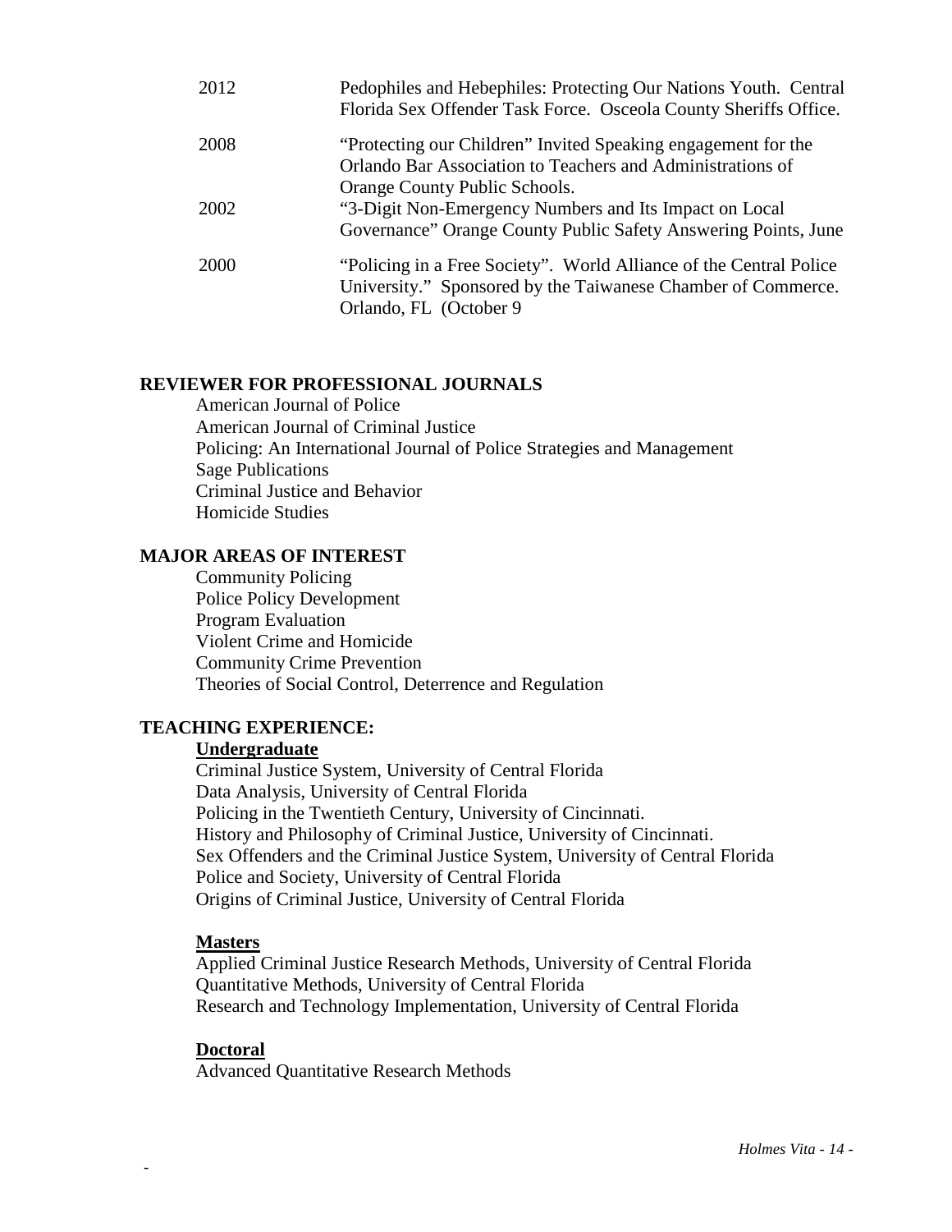| | |
|---|---|
| 2012 | Pedophiles and Hebephiles: Protecting Our Nations Youth. Central Florida Sex Offender Task Force. Osceola County Sheriffs Office. |
| 2008 | "Protecting our Children" Invited Speaking engagement for the Orlando Bar Association to Teachers and Administrations of Orange County Public Schools. |
| 2002 | "3-Digit Non-Emergency Numbers and Its Impact on Local Governance" Orange County Public Safety Answering Points, June |
| 2000 | "Policing in a Free Society". World Alliance of the Central Police University." Sponsored by the Taiwanese Chamber of Commerce. Orlando, FL (October 9 |

**REVIEWER FOR PROFESSIONAL JOURNALS**

American Journal of Police
American Journal of Criminal Justice
Policing: An International Journal of Police Strategies and Management
Sage Publications
Criminal Justice and Behavior
Homicide Studies

**MAJOR AREAS OF INTEREST**

Community Policing
Police Policy Development
Program Evaluation
Violent Crime and Homicide
Community Crime Prevention
Theories of Social Control, Deterrence and Regulation

**TEACHING EXPERIENCE:**

**Undergraduate**

Criminal Justice System, University of Central Florida
Data Analysis, University of Central Florida
Policing in the Twentieth Century, University of Cincinnati.
History and Philosophy of Criminal Justice, University of Cincinnati.
Sex Offenders and the Criminal Justice System, University of Central Florida
Police and Society, University of Central Florida
Origins of Criminal Justice, University of Central Florida

**Masters**

Applied Criminal Justice Research Methods, University of Central Florida
Quantitative Methods, University of Central Florida
Research and Technology Implementation, University of Central Florida

**Doctoral**

Advanced Quantitative Research Methods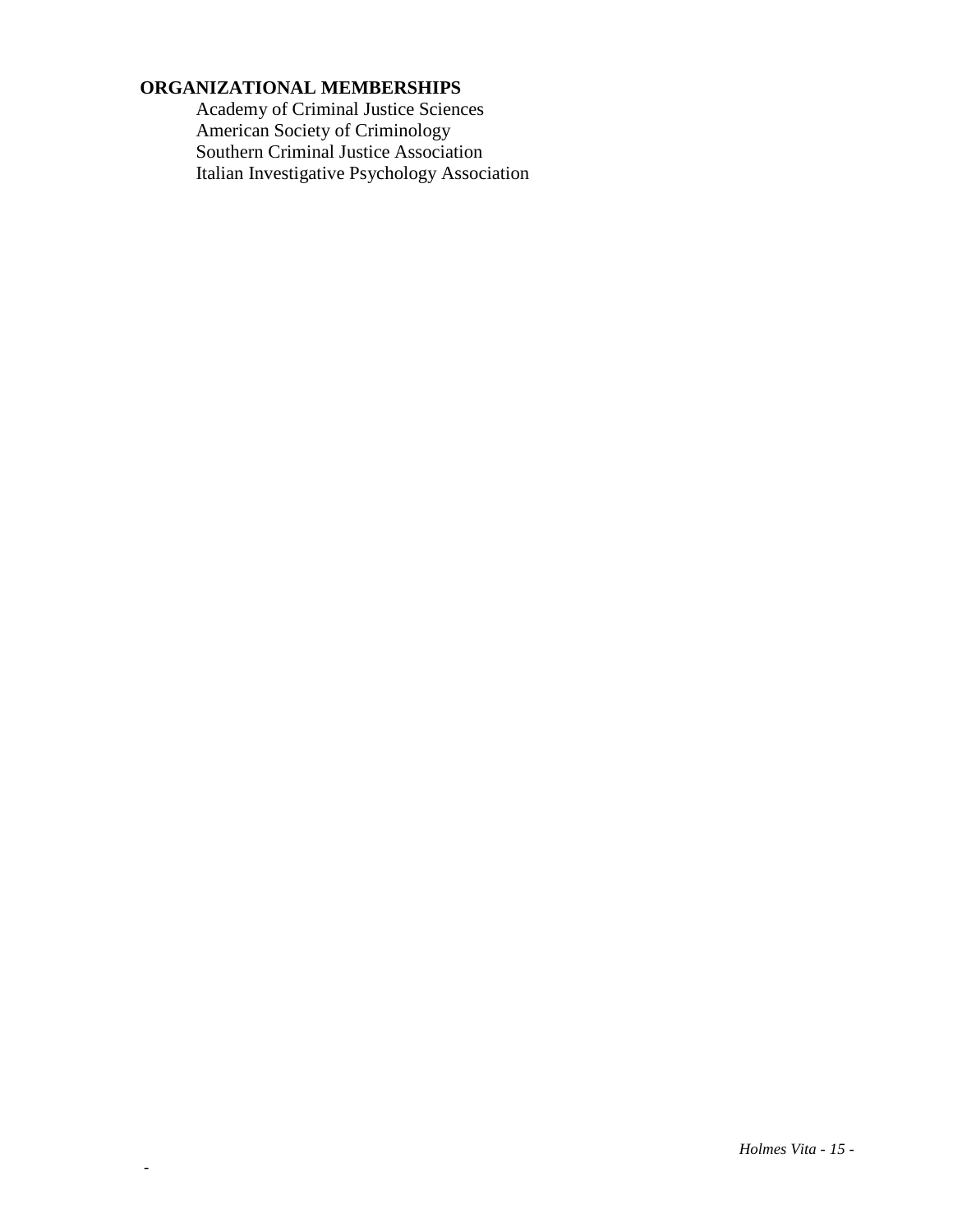## ORGANIZATIONAL MEMBERSHIPS

Academy of Criminal Justice Sciences
American Society of Criminology
Southern Criminal Justice Association
Italian Investigative Psychology Association